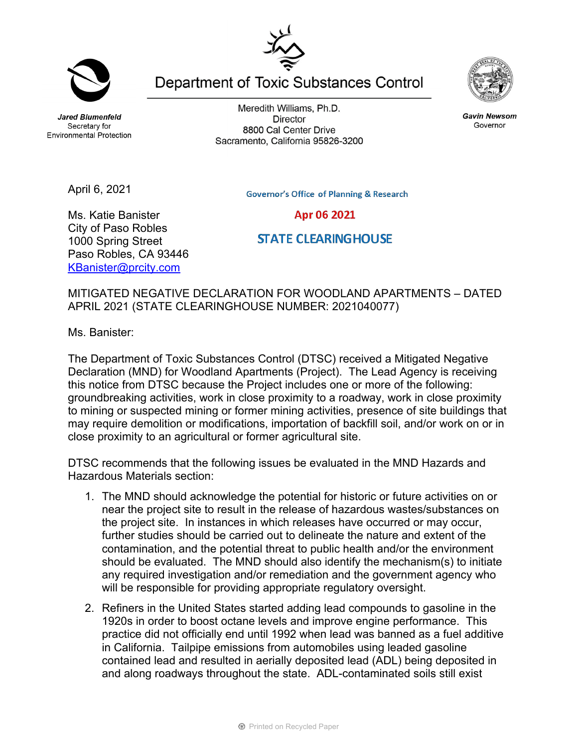Jared Blumenfeld
Secretary for
Environmental Protection

# Department of Toxic Substances Control

Meredith Williams, Ph.D.
Director
8800 Cal Center Drive
Sacramento, California 95826-3200

Gavin Newsom
Governor

April 6, 2021

Governor's Office of Planning & Research

Apr 06 2021

STATE CLEARINGHOUSE

Ms. Katie Banister
City of Paso Robles
1000 Spring Street
Paso Robles, CA 93446
KBanister@prcity.com

MITIGATED NEGATIVE DECLARATION FOR WOODLAND APARTMENTS – DATED APRIL 2021 (STATE CLEARINGHOUSE NUMBER: 2021040077)

Ms. Banister:

The Department of Toxic Substances Control (DTSC) received a Mitigated Negative Declaration (MND) for Woodland Apartments (Project). The Lead Agency is receiving this notice from DTSC because the Project includes one or more of the following: groundbreaking activities, work in close proximity to a roadway, work in close proximity to mining or suspected mining or former mining activities, presence of site buildings that may require demolition or modifications, importation of backfill soil, and/or work on or in close proximity to an agricultural or former agricultural site.

DTSC recommends that the following issues be evaluated in the MND Hazards and Hazardous Materials section:

1. The MND should acknowledge the potential for historic or future activities on or near the project site to result in the release of hazardous wastes/substances on the project site. In instances in which releases have occurred or may occur, further studies should be carried out to delineate the nature and extent of the contamination, and the potential threat to public health and/or the environment should be evaluated. The MND should also identify the mechanism(s) to initiate any required investigation and/or remediation and the government agency who will be responsible for providing appropriate regulatory oversight.

2. Refiners in the United States started adding lead compounds to gasoline in the 1920s in order to boost octane levels and improve engine performance. This practice did not officially end until 1992 when lead was banned as a fuel additive in California. Tailpipe emissions from automobiles using leaded gasoline contained lead and resulted in aerially deposited lead (ADL) being deposited in and along roadways throughout the state. ADL-contaminated soils still exist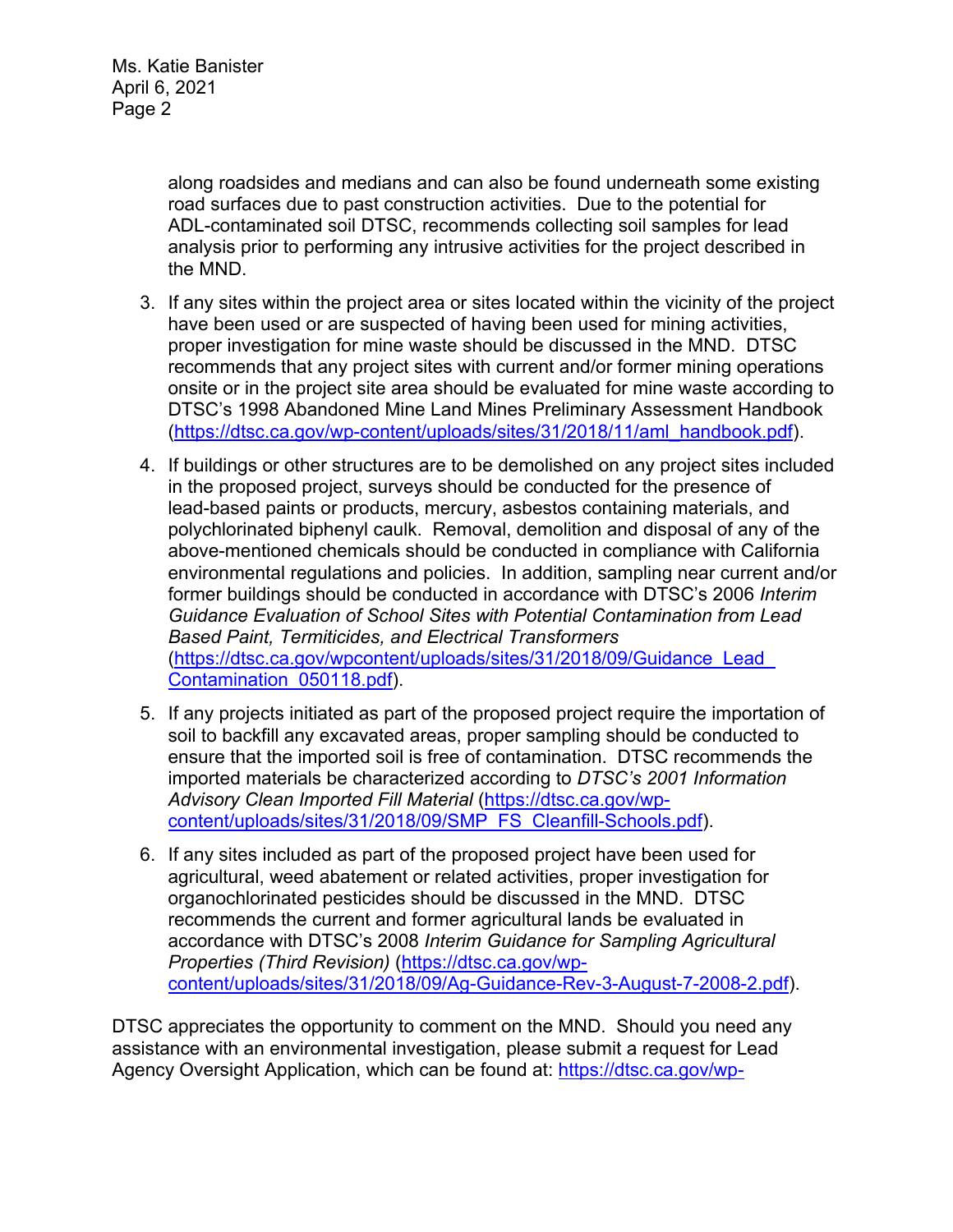along roadsides and medians and can also be found underneath some existing road surfaces due to past construction activities. Due to the potential for ADL-contaminated soil DTSC, recommends collecting soil samples for lead analysis prior to performing any intrusive activities for the project described in the MND.

3. If any sites within the project area or sites located within the vicinity of the project have been used or are suspected of having been used for mining activities, proper investigation for mine waste should be discussed in the MND. DTSC recommends that any project sites with current and/or former mining operations onsite or in the project site area should be evaluated for mine waste according to DTSC's 1998 Abandoned Mine Land Mines Preliminary Assessment Handbook (https://dtsc.ca.gov/wp-content/uploads/sites/31/2018/11/aml_handbook.pdf).

4. If buildings or other structures are to be demolished on any project sites included in the proposed project, surveys should be conducted for the presence of lead-based paints or products, mercury, asbestos containing materials, and polychlorinated biphenyl caulk. Removal, demolition and disposal of any of the above-mentioned chemicals should be conducted in compliance with California environmental regulations and policies. In addition, sampling near current and/or former buildings should be conducted in accordance with DTSC's 2006 *Interim Guidance Evaluation of School Sites with Potential Contamination from Lead Based Paint, Termiticides, and Electrical Transformers* (https://dtsc.ca.gov/wpcontent/uploads/sites/31/2018/09/Guidance_Lead_Contamination_050118.pdf).

5. If any projects initiated as part of the proposed project require the importation of soil to backfill any excavated areas, proper sampling should be conducted to ensure that the imported soil is free of contamination. DTSC recommends the imported materials be characterized according to *DTSC's 2001 Information Advisory Clean Imported Fill Material* (https://dtsc.ca.gov/wp-content/uploads/sites/31/2018/09/SMP_FS_Cleanfill-Schools.pdf).

6. If any sites included as part of the proposed project have been used for agricultural, weed abatement or related activities, proper investigation for organochlorinated pesticides should be discussed in the MND. DTSC recommends the current and former agricultural lands be evaluated in accordance with DTSC's 2008 *Interim Guidance for Sampling Agricultural Properties (Third Revision)* (https://dtsc.ca.gov/wp-content/uploads/sites/31/2018/09/Ag-Guidance-Rev-3-August-7-2008-2.pdf).

DTSC appreciates the opportunity to comment on the MND. Should you need any assistance with an environmental investigation, please submit a request for Lead Agency Oversight Application, which can be found at: https://dtsc.ca.gov/wp-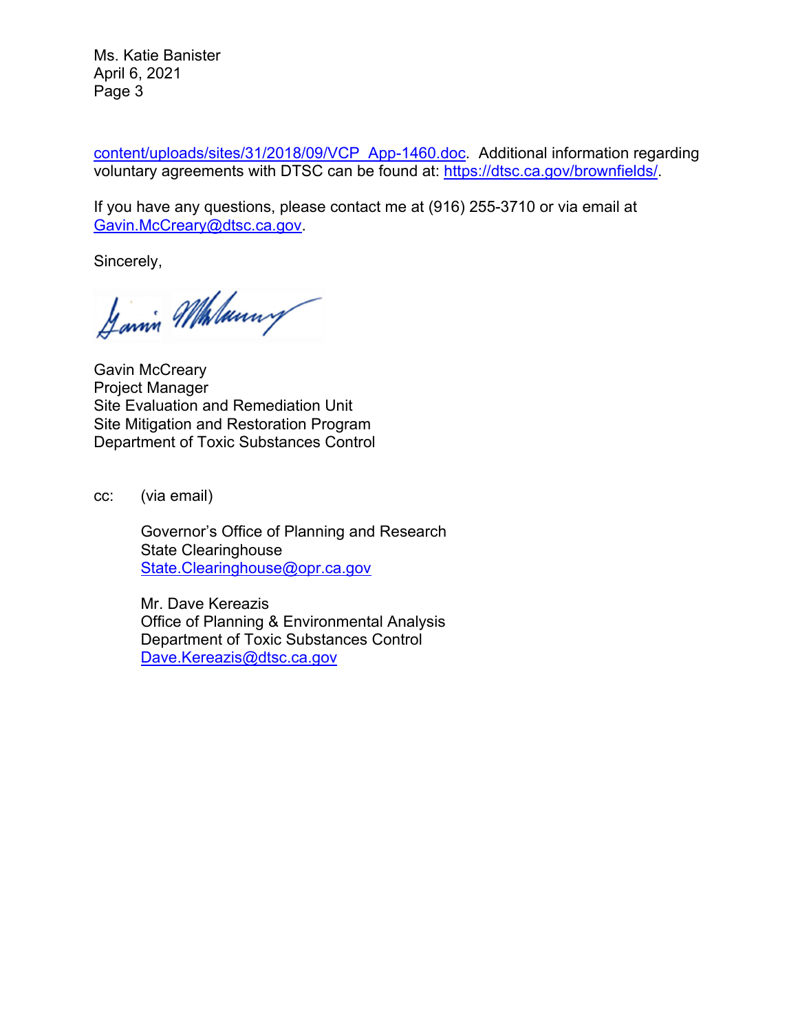content/uploads/sites/31/2018/09/VCP_App-1460.doc. Additional information regarding voluntary agreements with DTSC can be found at: https://dtsc.ca.gov/brownfields/.

If you have any questions, please contact me at (916) 255-3710 or via email at Gavin.McCreary@dtsc.ca.gov.

Sincerely,

Gavin McCreary
Project Manager
Site Evaluation and Remediation Unit
Site Mitigation and Restoration Program
Department of Toxic Substances Control

cc: (via email)

Governor's Office of Planning and Research
State Clearinghouse
State.Clearinghouse@opr.ca.gov

Mr. Dave Kereazis
Office of Planning & Environmental Analysis
Department of Toxic Substances Control
Dave.Kereazis@dtsc.ca.gov